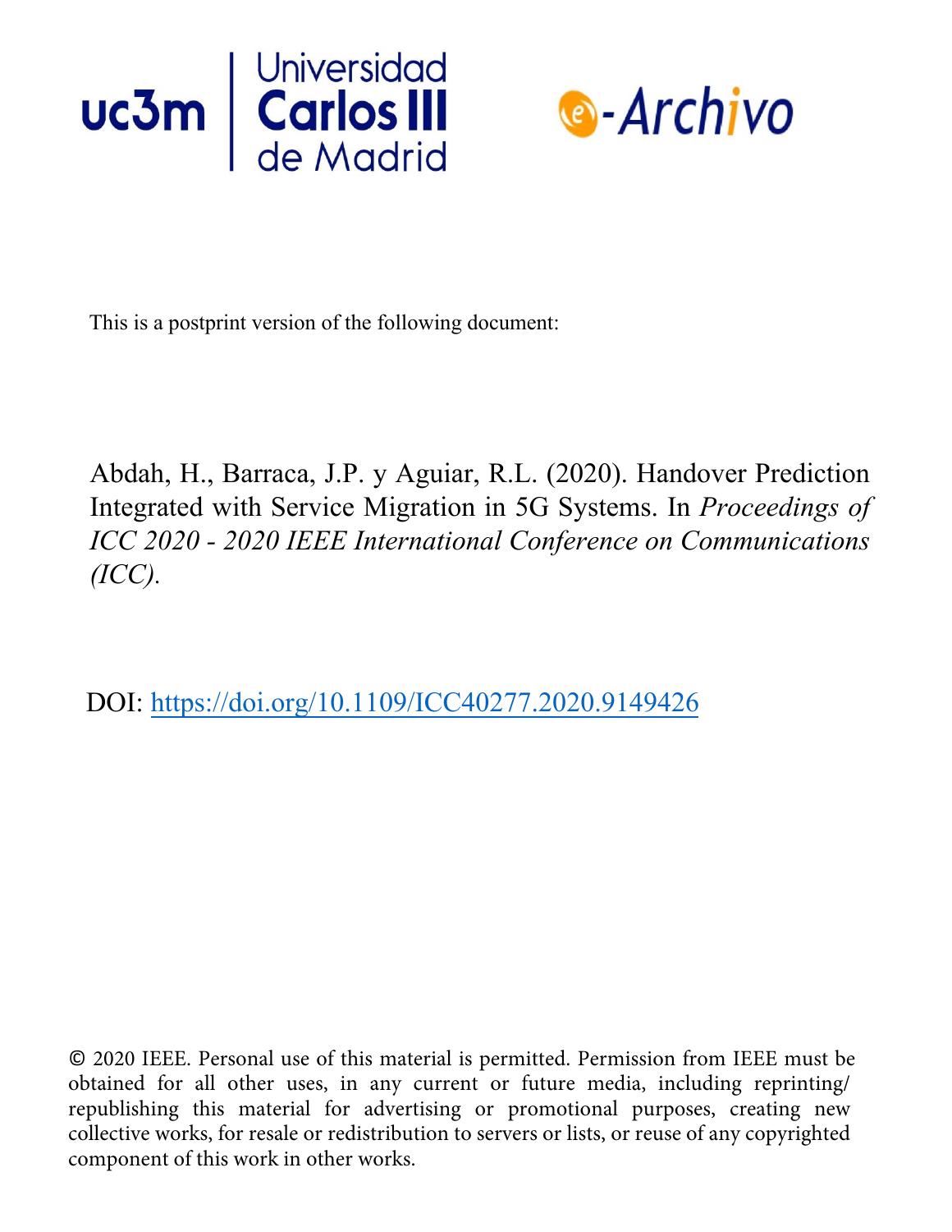This is a postprint version of the following document:

Abdah, H., Barraca, J.P. y Aguiar, R.L. (2020). Handover Prediction Integrated with Service Migration in 5G Systems. In *Proceedings of ICC 2020 - 2020 IEEE International Conference on Communications (ICC).*

DOI: https://doi.org/10.1109/ICC40277.2020.9149426

© 2020 IEEE. Personal use of this material is permitted. Permission from IEEE must be obtained for all other uses, in any current or future media, including reprinting/ republishing this material for advertising or promotional purposes, creating new collective works, for resale or redistribution to servers or lists, or reuse of any copyrighted component of this work in other works.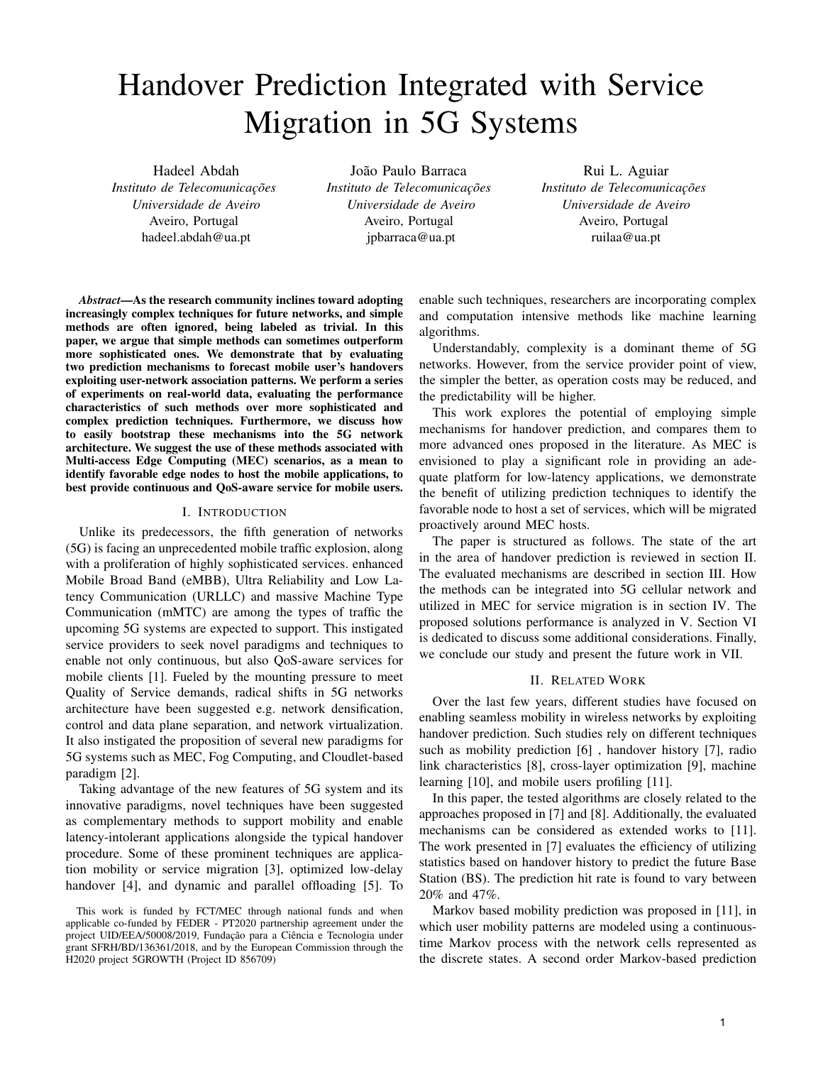// Handover Prediction Integrated with Service Migration in 5G Systems

Hadeel Abdah
*Instituto de Telecomunicações*
*Universidade de Aveiro*
Aveiro, Portugal
hadeel.abdah@ua.pt

João Paulo Barraca
*Instituto de Telecomunicações*
*Universidade de Aveiro*
Aveiro, Portugal
jpbarraca@ua.pt

Rui L. Aguiar
*Instituto de Telecomunicações*
*Universidade de Aveiro*
Aveiro, Portugal
ruilaa@ua.pt

***Abstract*—As the research community inclines toward adopting increasingly complex techniques for future networks, and simple methods are often ignored, being labeled as trivial. In this paper, we argue that simple methods can sometimes outperform more sophisticated ones. We demonstrate that by evaluating two prediction mechanisms to forecast mobile user's handovers exploiting user-network association patterns. We perform a series of experiments on real-world data, evaluating the performance characteristics of such methods over more sophisticated and complex prediction techniques. Furthermore, we discuss how to easily bootstrap these mechanisms into the 5G network architecture. We suggest the use of these methods associated with Multi-access Edge Computing (MEC) scenarios, as a mean to identify favorable edge nodes to host the mobile applications, to best provide continuous and QoS-aware service for mobile users.**

## I. Introduction

Unlike its predecessors, the fifth generation of networks (5G) is facing an unprecedented mobile traffic explosion, along with a proliferation of highly sophisticated services. enhanced Mobile Broad Band (eMBB), Ultra Reliability and Low Latency Communication (URLLC) and massive Machine Type Communication (mMTC) are among the types of traffic the upcoming 5G systems are expected to support. This instigated service providers to seek novel paradigms and techniques to enable not only continuous, but also QoS-aware services for mobile clients [1]. Fueled by the mounting pressure to meet Quality of Service demands, radical shifts in 5G networks architecture have been suggested e.g. network densification, control and data plane separation, and network virtualization. It also instigated the proposition of several new paradigms for 5G systems such as MEC, Fog Computing, and Cloudlet-based paradigm [2].

Taking advantage of the new features of 5G system and its innovative paradigms, novel techniques have been suggested as complementary methods to support mobility and enable latency-intolerant applications alongside the typical handover procedure. Some of these prominent techniques are application mobility or service migration [3], optimized low-delay handover [4], and dynamic and parallel offloading [5]. To enable such techniques, researchers are incorporating complex and computation intensive methods like machine learning algorithms.

This work is funded by FCT/MEC through national funds and when applicable co-funded by FEDER - PT2020 partnership agreement under the project UID/EEA/50008/2019, Fundação para a Ciência e Tecnologia under grant SFRH/BD/136361/2018, and by the European Commission through the H2020 project 5GROWTH (Project ID 856709)

Understandably, complexity is a dominant theme of 5G networks. However, from the service provider point of view, the simpler the better, as operation costs may be reduced, and the predictability will be higher.

This work explores the potential of employing simple mechanisms for handover prediction, and compares them to more advanced ones proposed in the literature. As MEC is envisioned to play a significant role in providing an adequate platform for low-latency applications, we demonstrate the benefit of utilizing prediction techniques to identify the favorable node to host a set of services, which will be migrated proactively around MEC hosts.

The paper is structured as follows. The state of the art in the area of handover prediction is reviewed in section II. The evaluated mechanisms are described in section III. How the methods can be integrated into 5G cellular network and utilized in MEC for service migration is in section IV. The proposed solutions performance is analyzed in V. Section VI is dedicated to discuss some additional considerations. Finally, we conclude our study and present the future work in VII.

## II. Related Work

Over the last few years, different studies have focused on enabling seamless mobility in wireless networks by exploiting handover prediction. Such studies rely on different techniques such as mobility prediction [6] , handover history [7], radio link characteristics [8], cross-layer optimization [9], machine learning [10], and mobile users profiling [11].

In this paper, the tested algorithms are closely related to the approaches proposed in [7] and [8]. Additionally, the evaluated mechanisms can be considered as extended works to [11]. The work presented in [7] evaluates the efficiency of utilizing statistics based on handover history to predict the future Base Station (BS). The prediction hit rate is found to vary between 20% and 47%.

Markov based mobility prediction was proposed in [11], in which user mobility patterns are modeled using a continuous-time Markov process with the network cells represented as the discrete states. A second order Markov-based prediction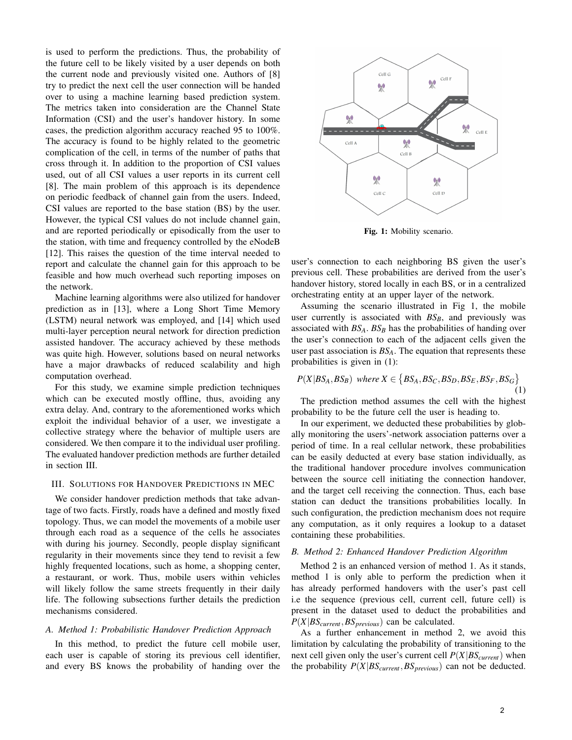is used to perform the predictions. Thus, the probability of the future cell to be likely visited by a user depends on both the current node and previously visited one. Authors of [8] try to predict the next cell the user connection will be handed over to using a machine learning based prediction system. The metrics taken into consideration are the Channel State Information (CSI) and the user's handover history. In some cases, the prediction algorithm accuracy reached 95 to 100%. The accuracy is found to be highly related to the geometric complication of the cell, in terms of the number of paths that cross through it. In addition to the proportion of CSI values used, out of all CSI values a user reports in its current cell [8]. The main problem of this approach is its dependence on periodic feedback of channel gain from the users. Indeed, CSI values are reported to the base station (BS) by the user. However, the typical CSI values do not include channel gain, and are reported periodically or episodically from the user to the station, with time and frequency controlled by the eNodeB [12]. This raises the question of the time interval needed to report and calculate the channel gain for this approach to be feasible and how much overhead such reporting imposes on the network.

Machine learning algorithms were also utilized for handover prediction as in [13], where a Long Short Time Memory (LSTM) neural network was employed, and [14] which used multi-layer perception neural network for direction prediction assisted handover. The accuracy achieved by these methods was quite high. However, solutions based on neural networks have a major drawbacks of reduced scalability and high computation overhead.

For this study, we examine simple prediction techniques which can be executed mostly offline, thus, avoiding any extra delay. And, contrary to the aforementioned works which exploit the individual behavior of a user, we investigate a collective strategy where the behavior of multiple users are considered. We then compare it to the individual user profiling. The evaluated handover prediction methods are further detailed in section III.

## III. Solutions for Handover Predictions in MEC

We consider handover prediction methods that take advantage of two facts. Firstly, roads have a defined and mostly fixed topology. Thus, we can model the movements of a mobile user through each road as a sequence of the cells he associates with during his journey. Secondly, people display significant regularity in their movements since they tend to revisit a few highly frequented locations, such as home, a shopping center, a restaurant, or work. Thus, mobile users within vehicles will likely follow the same streets frequently in their daily life. The following subsections further details the prediction mechanisms considered.

### *A. Method 1: Probabilistic Handover Prediction Approach*

In this method, to predict the future cell mobile user, each user is capable of storing its previous cell identifier, and every BS knows the probability of handing over the user's connection to each neighboring BS given the user's previous cell. These probabilities are derived from the user's handover history, stored locally in each BS, or in a centralized orchestrating entity at an upper layer of the network.

**Fig. 1:** Mobility scenario.

Assuming the scenario illustrated in Fig 1, the mobile user currently is associated with $BS_B$, and previously was associated with $BS_A$. $BS_B$ has the probabilities of handing over the user's connection to each of the adjacent cells given the user past association is $BS_A$. The equation that represents these probabilities is given in (1):

$$P(X|BS_A, BS_B) \ \ where\ X \in \left\{BS_A, BS_C, BS_D, BS_E, BS_F, BS_G\right\} \quad (1)$$

The prediction method assumes the cell with the highest probability to be the future cell the user is heading to.

In our experiment, we deducted these probabilities by globally monitoring the users'-network association patterns over a period of time. In a real cellular network, these probabilities can be easily deducted at every base station individually, as the traditional handover procedure involves communication between the source cell initiating the connection handover, and the target cell receiving the connection. Thus, each base station can deduct the transitions probabilities locally. In such configuration, the prediction mechanism does not require any computation, as it only requires a lookup to a dataset containing these probabilities.

### *B. Method 2: Enhanced Handover Prediction Algorithm*

Method 2 is an enhanced version of method 1. As it stands, method 1 is only able to perform the prediction when it has already performed handovers with the user's past cell i.e the sequence (previous cell, current cell, future cell) is present in the dataset used to deduct the probabilities and $P(X|BS_{current}, BS_{previous})$ can be calculated.

As a further enhancement in method 2, we avoid this limitation by calculating the probability of transitioning to the next cell given only the user's current cell $P(X|BS_{current})$ when the probability $P(X|BS_{current}, BS_{previous})$ can not be deducted.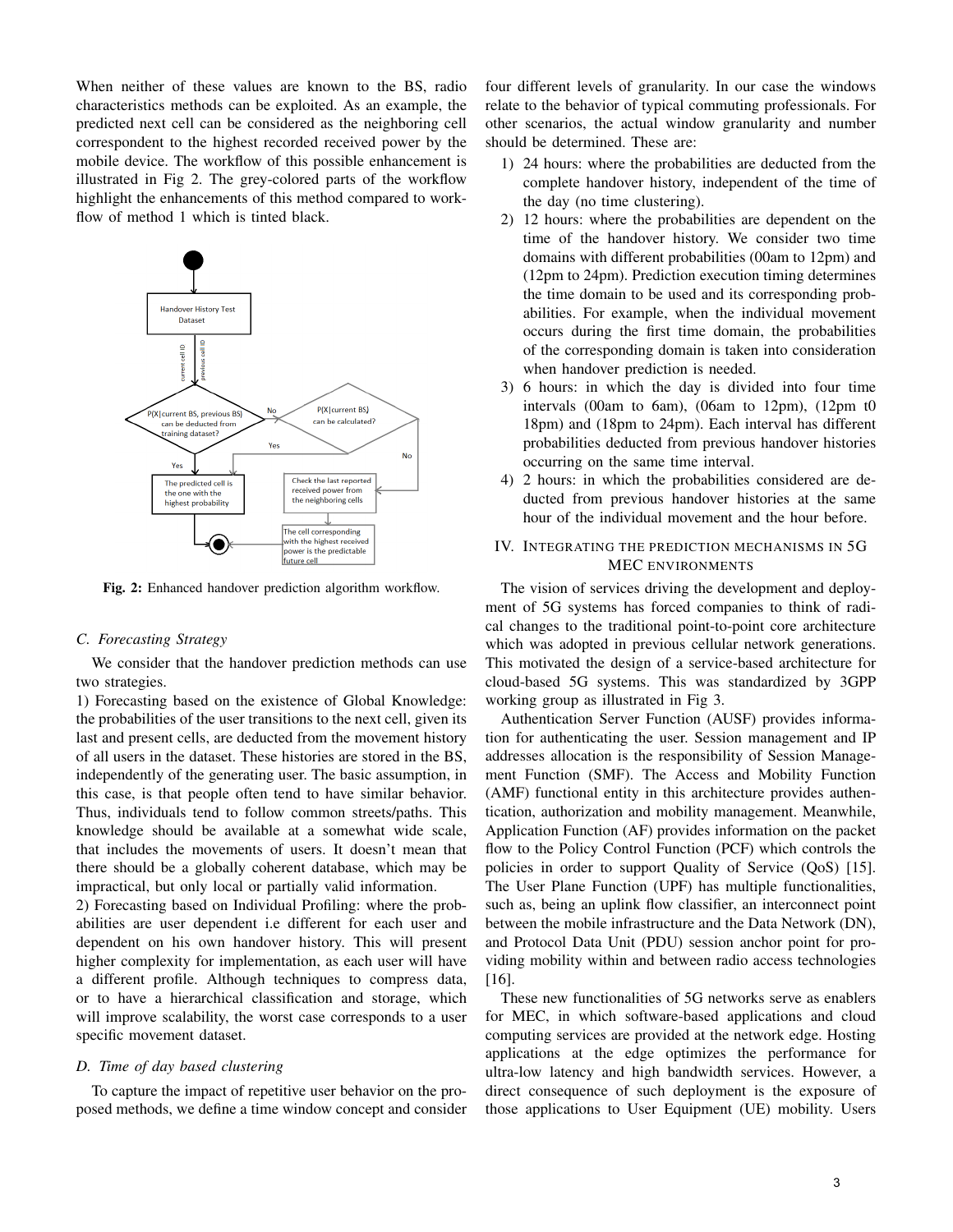When neither of these values are known to the BS, radio characteristics methods can be exploited. As an example, the predicted next cell can be considered as the neighboring cell correspondent to the highest recorded received power by the mobile device. The workflow of this possible enhancement is illustrated in Fig 2. The grey-colored parts of the workflow highlight the enhancements of this method compared to workflow of method 1 which is tinted black.

**Fig. 2:** Enhanced handover prediction algorithm workflow.

### C. Forecasting Strategy

We consider that the handover prediction methods can use two strategies.

1) Forecasting based on the existence of Global Knowledge: the probabilities of the user transitions to the next cell, given its last and present cells, are deducted from the movement history of all users in the dataset. These histories are stored in the BS, independently of the generating user. The basic assumption, in this case, is that people often tend to have similar behavior. Thus, individuals tend to follow common streets/paths. This knowledge should be available at a somewhat wide scale, that includes the movements of users. It doesn't mean that there should be a globally coherent database, which may be impractical, but only local or partially valid information.

2) Forecasting based on Individual Profiling: where the probabilities are user dependent i.e different for each user and dependent on his own handover history. This will present higher complexity for implementation, as each user will have a different profile. Although techniques to compress data, or to have a hierarchical classification and storage, which will improve scalability, the worst case corresponds to a user specific movement dataset.

### D. Time of day based clustering

To capture the impact of repetitive user behavior on the proposed methods, we define a time window concept and consider four different levels of granularity. In our case the windows relate to the behavior of typical commuting professionals. For other scenarios, the actual window granularity and number should be determined. These are:

1) 24 hours: where the probabilities are deducted from the complete handover history, independent of the time of the day (no time clustering).
2) 12 hours: where the probabilities are dependent on the time of the handover history. We consider two time domains with different probabilities (00am to 12pm) and (12pm to 24pm). Prediction execution timing determines the time domain to be used and its corresponding probabilities. For example, when the individual movement occurs during the first time domain, the probabilities of the corresponding domain is taken into consideration when handover prediction is needed.
3) 6 hours: in which the day is divided into four time intervals (00am to 6am), (06am to 12pm), (12pm t0 18pm) and (18pm to 24pm). Each interval has different probabilities deducted from previous handover histories occurring on the same time interval.
4) 2 hours: in which the probabilities considered are deducted from previous handover histories at the same hour of the individual movement and the hour before.

## IV. Integrating the Prediction Mechanisms in 5G MEC Environments

The vision of services driving the development and deployment of 5G systems has forced companies to think of radical changes to the traditional point-to-point core architecture which was adopted in previous cellular network generations. This motivated the design of a service-based architecture for cloud-based 5G systems. This was standardized by 3GPP working group as illustrated in Fig 3.

Authentication Server Function (AUSF) provides information for authenticating the user. Session management and IP addresses allocation is the responsibility of Session Management Function (SMF). The Access and Mobility Function (AMF) functional entity in this architecture provides authentication, authorization and mobility management. Meanwhile, Application Function (AF) provides information on the packet flow to the Policy Control Function (PCF) which controls the policies in order to support Quality of Service (QoS) [15]. The User Plane Function (UPF) has multiple functionalities, such as, being an uplink flow classifier, an interconnect point between the mobile infrastructure and the Data Network (DN), and Protocol Data Unit (PDU) session anchor point for providing mobility within and between radio access technologies [16].

These new functionalities of 5G networks serve as enablers for MEC, in which software-based applications and cloud computing services are provided at the network edge. Hosting applications at the edge optimizes the performance for ultra-low latency and high bandwidth services. However, a direct consequence of such deployment is the exposure of those applications to User Equipment (UE) mobility. Users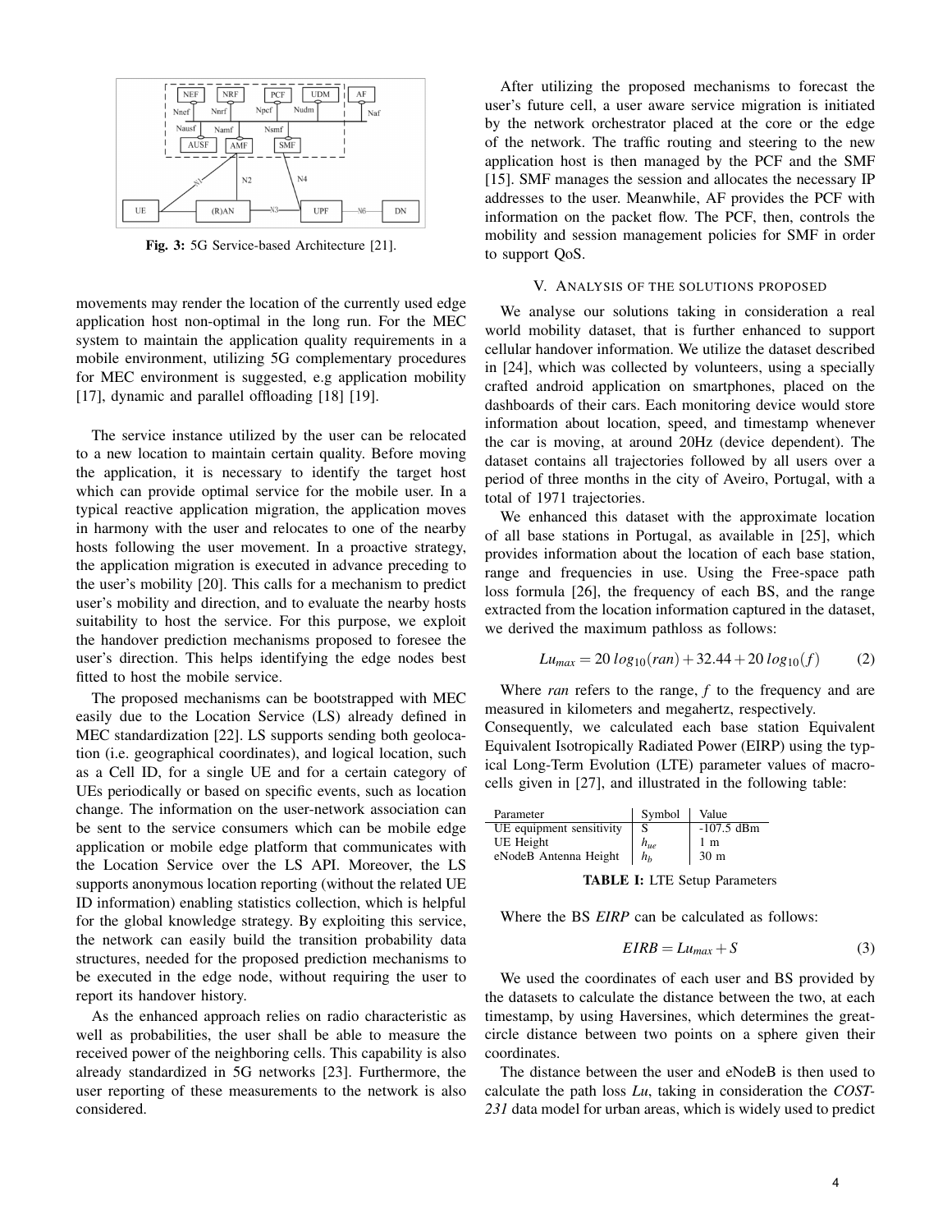Fig. 3: 5G Service-based Architecture [21].

movements may render the location of the currently used edge application host non-optimal in the long run. For the MEC system to maintain the application quality requirements in a mobile environment, utilizing 5G complementary procedures for MEC environment is suggested, e.g application mobility [17], dynamic and parallel offloading [18] [19].

The service instance utilized by the user can be relocated to a new location to maintain certain quality. Before moving the application, it is necessary to identify the target host which can provide optimal service for the mobile user. In a typical reactive application migration, the application moves in harmony with the user and relocates to one of the nearby hosts following the user movement. In a proactive strategy, the application migration is executed in advance preceding to the user's mobility [20]. This calls for a mechanism to predict user's mobility and direction, and to evaluate the nearby hosts suitability to host the service. For this purpose, we exploit the handover prediction mechanisms proposed to foresee the user's direction. This helps identifying the edge nodes best fitted to host the mobile service.

The proposed mechanisms can be bootstrapped with MEC easily due to the Location Service (LS) already defined in MEC standardization [22]. LS supports sending both geolocation (i.e. geographical coordinates), and logical location, such as a Cell ID, for a single UE and for a certain category of UEs periodically or based on specific events, such as location change. The information on the user-network association can be sent to the service consumers which can be mobile edge application or mobile edge platform that communicates with the Location Service over the LS API. Moreover, the LS supports anonymous location reporting (without the related UE ID information) enabling statistics collection, which is helpful for the global knowledge strategy. By exploiting this service, the network can easily build the transition probability data structures, needed for the proposed prediction mechanisms to be executed in the edge node, without requiring the user to report its handover history.

As the enhanced approach relies on radio characteristic as well as probabilities, the user shall be able to measure the received power of the neighboring cells. This capability is also already standardized in 5G networks [23]. Furthermore, the user reporting of these measurements to the network is also considered.

After utilizing the proposed mechanisms to forecast the user's future cell, a user aware service migration is initiated by the network orchestrator placed at the core or the edge of the network. The traffic routing and steering to the new application host is then managed by the PCF and the SMF [15]. SMF manages the session and allocates the necessary IP addresses to the user. Meanwhile, AF provides the PCF with information on the packet flow. The PCF, then, controls the mobility and session management policies for SMF in order to support QoS.

## V. Analysis of the solutions proposed

We analyse our solutions taking in consideration a real world mobility dataset, that is further enhanced to support cellular handover information. We utilize the dataset described in [24], which was collected by volunteers, using a specially crafted android application on smartphones, placed on the dashboards of their cars. Each monitoring device would store information about location, speed, and timestamp whenever the car is moving, at around 20Hz (device dependent). The dataset contains all trajectories followed by all users over a period of three months in the city of Aveiro, Portugal, with a total of 1971 trajectories.

We enhanced this dataset with the approximate location of all base stations in Portugal, as available in [25], which provides information about the location of each base station, range and frequencies in use. Using the Free-space path loss formula [26], the frequency of each BS, and the range extracted from the location information captured in the dataset, we derived the maximum pathloss as follows:

$$Lu_{max} = 20\,log_{10}(ran) + 32.44 + 20\,log_{10}(f) \tag{2}$$

Where *ran* refers to the range, $f$ to the frequency and are measured in kilometers and megahertz, respectively.
Consequently, we calculated each base station Equivalent Equivalent Isotropically Radiated Power (EIRP) using the typical Long-Term Evolution (LTE) parameter values of macro-cells given in [27], and illustrated in the following table:

| Parameter | Symbol | Value |
|---|---|---|
| UE equipment sensitivity | S | -107.5 dBm |
| UE Height | $h_{ue}$ | 1 m |
| eNodeB Antenna Height | $h_b$ | 30 m |

**TABLE I:** LTE Setup Parameters

Where the BS *EIRP* can be calculated as follows:

$$EIRB = Lu_{max} + S \tag{3}$$

We used the coordinates of each user and BS provided by the datasets to calculate the distance between the two, at each timestamp, by using Haversines, which determines the great-circle distance between two points on a sphere given their coordinates.

The distance between the user and eNodeB is then used to calculate the path loss *Lu*, taking in consideration the *COST-231* data model for urban areas, which is widely used to predict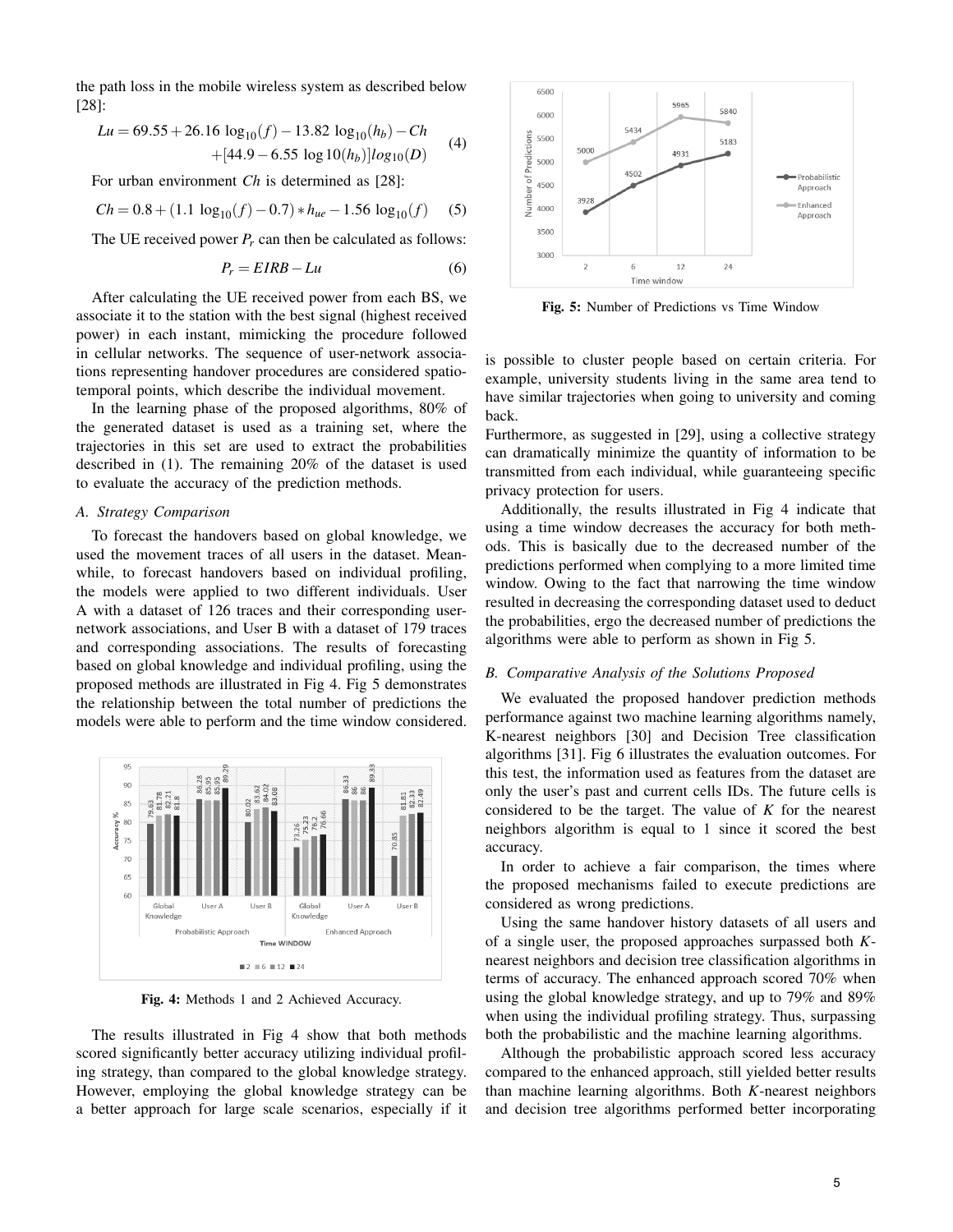the path loss in the mobile wireless system as described below [28]:

$$Lu = 69.55 + 26.16\ \log_{10}(f) - 13.82\ \log_{10}(h_b) - Ch + [44.9 - 6.55\ \log 10(h_b)] log_{10}(D) \tag{4}$$

For urban environment $Ch$ is determined as [28]:

$$Ch = 0.8 + (1.1\ \log_{10}(f) - 0.7) * h_{ue} - 1.56\ \log_{10}(f) \tag{5}$$

The UE received power $P_r$ can then be calculated as follows:

$$P_r = EIRB - Lu \tag{6}$$

After calculating the UE received power from each BS, we associate it to the station with the best signal (highest received power) in each instant, mimicking the procedure followed in cellular networks. The sequence of user-network associations representing handover procedures are considered spatio-temporal points, which describe the individual movement.

In the learning phase of the proposed algorithms, 80% of the generated dataset is used as a training set, where the trajectories in this set are used to extract the probabilities described in (1). The remaining 20% of the dataset is used to evaluate the accuracy of the prediction methods.

### A. Strategy Comparison

To forecast the handovers based on global knowledge, we used the movement traces of all users in the dataset. Meanwhile, to forecast handovers based on individual profiling, the models were applied to two different individuals. User A with a dataset of 126 traces and their corresponding user-network associations, and User B with a dataset of 179 traces and corresponding associations. The results of forecasting based on global knowledge and individual profiling, using the proposed methods are illustrated in Fig 4. Fig 5 demonstrates the relationship between the total number of predictions the models were able to perform and the time window considered.

**Fig. 4:** Methods 1 and 2 Achieved Accuracy.

The results illustrated in Fig 4 show that both methods scored significantly better accuracy utilizing individual profiling strategy, than compared to the global knowledge strategy. However, employing the global knowledge strategy can be a better approach for large scale scenarios, especially if it is possible to cluster people based on certain criteria. For example, university students living in the same area tend to have similar trajectories when going to university and coming back.

Furthermore, as suggested in [29], using a collective strategy can dramatically minimize the quantity of information to be transmitted from each individual, while guaranteeing specific privacy protection for users.

**Fig. 5:** Number of Predictions vs Time Window

Additionally, the results illustrated in Fig 4 indicate that using a time window decreases the accuracy for both methods. This is basically due to the decreased number of the predictions performed when complying to a more limited time window. Owing to the fact that narrowing the time window resulted in decreasing the corresponding dataset used to deduct the probabilities, ergo the decreased number of predictions the algorithms were able to perform as shown in Fig 5.

### B. Comparative Analysis of the Solutions Proposed

We evaluated the proposed handover prediction methods performance against two machine learning algorithms namely, K-nearest neighbors [30] and Decision Tree classification algorithms [31]. Fig 6 illustrates the evaluation outcomes. For this test, the information used as features from the dataset are only the user's past and current cells IDs. The future cells is considered to be the target. The value of $K$ for the nearest neighbors algorithm is equal to 1 since it scored the best accuracy.

In order to achieve a fair comparison, the times where the proposed mechanisms failed to execute predictions are considered as wrong predictions.

Using the same handover history datasets of all users and of a single user, the proposed approaches surpassed both $K$-nearest neighbors and decision tree classification algorithms in terms of accuracy. The enhanced approach scored 70% when using the global knowledge strategy, and up to 79% and 89% when using the individual profiling strategy. Thus, surpassing both the probabilistic and the machine learning algorithms.

Although the probabilistic approach scored less accuracy compared to the enhanced approach, still yielded better results than machine learning algorithms. Both $K$-nearest neighbors and decision tree algorithms performed better incorporating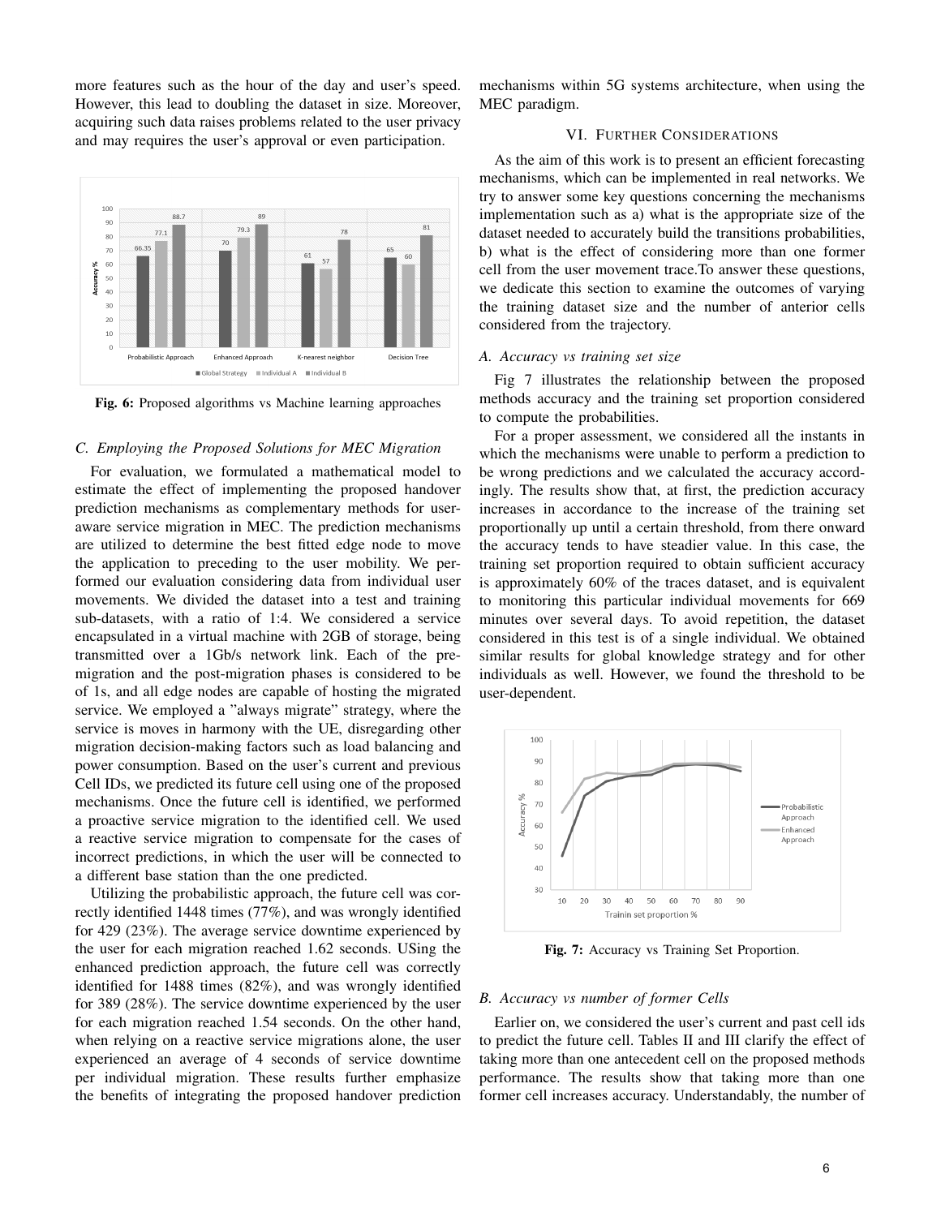more features such as the hour of the day and user's speed. However, this lead to doubling the dataset in size. Moreover, acquiring such data raises problems related to the user privacy and may requires the user's approval or even participation.

**Fig. 6:** Proposed algorithms vs Machine learning approaches

### C. Employing the Proposed Solutions for MEC Migration

For evaluation, we formulated a mathematical model to estimate the effect of implementing the proposed handover prediction mechanisms as complementary methods for user-aware service migration in MEC. The prediction mechanisms are utilized to determine the best fitted edge node to move the application to preceding to the user mobility. We performed our evaluation considering data from individual user movements. We divided the dataset into a test and training sub-datasets, with a ratio of 1:4. We considered a service encapsulated in a virtual machine with 2GB of storage, being transmitted over a 1Gb/s network link. Each of the pre-migration and the post-migration phases is considered to be of 1s, and all edge nodes are capable of hosting the migrated service. We employed a "always migrate" strategy, where the service is moves in harmony with the UE, disregarding other migration decision-making factors such as load balancing and power consumption. Based on the user's current and previous Cell IDs, we predicted its future cell using one of the proposed mechanisms. Once the future cell is identified, we performed a proactive service migration to the identified cell. We used a reactive service migration to compensate for the cases of incorrect predictions, in which the user will be connected to a different base station than the one predicted.

Utilizing the probabilistic approach, the future cell was correctly identified 1448 times (77%), and was wrongly identified for 429 (23%). The average service downtime experienced by the user for each migration reached 1.62 seconds. USing the enhanced prediction approach, the future cell was correctly identified for 1488 times (82%), and was wrongly identified for 389 (28%). The service downtime experienced by the user for each migration reached 1.54 seconds. On the other hand, when relying on a reactive service migrations alone, the user experienced an average of 4 seconds of service downtime per individual migration. These results further emphasize the benefits of integrating the proposed handover prediction mechanisms within 5G systems architecture, when using the MEC paradigm.

## VI. Further Considerations

As the aim of this work is to present an efficient forecasting mechanisms, which can be implemented in real networks. We try to answer some key questions concerning the mechanisms implementation such as a) what is the appropriate size of the dataset needed to accurately build the transitions probabilities, b) what is the effect of considering more than one former cell from the user movement trace.To answer these questions, we dedicate this section to examine the outcomes of varying the training dataset size and the number of anterior cells considered from the trajectory.

### A. Accuracy vs training set size

Fig 7 illustrates the relationship between the proposed methods accuracy and the training set proportion considered to compute the probabilities.

For a proper assessment, we considered all the instants in which the mechanisms were unable to perform a prediction to be wrong predictions and we calculated the accuracy accordingly. The results show that, at first, the prediction accuracy increases in accordance to the increase of the training set proportionally up until a certain threshold, from there onward the accuracy tends to have steadier value. In this case, the training set proportion required to obtain sufficient accuracy is approximately 60% of the traces dataset, and is equivalent to monitoring this particular individual movements for 669 minutes over several days. To avoid repetition, the dataset considered in this test is of a single individual. We obtained similar results for global knowledge strategy and for other individuals as well. However, we found the threshold to be user-dependent.

**Fig. 7:** Accuracy vs Training Set Proportion.

### B. Accuracy vs number of former Cells

Earlier on, we considered the user's current and past cell ids to predict the future cell. Tables II and III clarify the effect of taking more than one antecedent cell on the proposed methods performance. The results show that taking more than one former cell increases accuracy. Understandably, the number of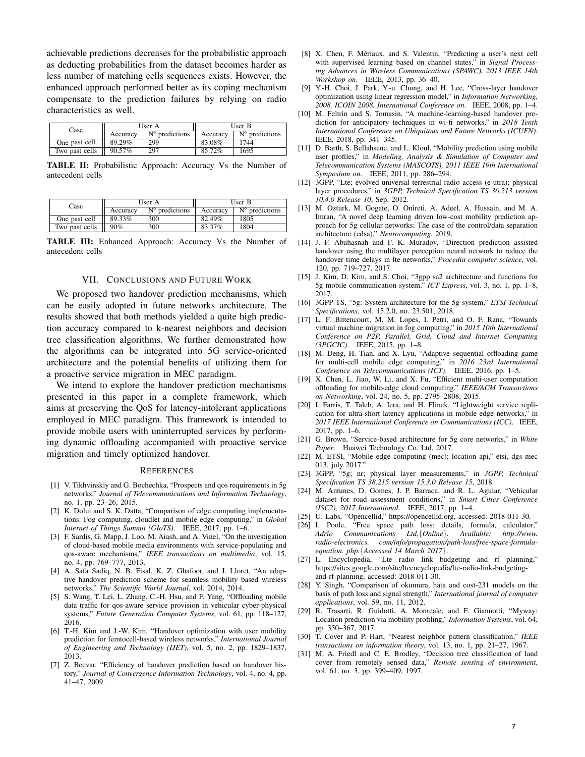achievable predictions decreases for the probabilistic approach as deducting probabilities from the dataset becomes harder as less number of matching cells sequences exists. However, the enhanced approach performed better as its coping mechanism compensate to the prediction failures by relying on radio characteristics as well.

| Case | User A | | User B | |
|---|---|---|---|---|
| | Accuracy | Nº predictions | Accuracy | Nº predictions |
| One past cell | 89.29% | 299 | 83.08% | 1744 |
| Two past cells | 90.57% | 297 | 85.72% | 1695 |

**TABLE II:** Probabilistic Approach: Accuracy Vs the Number of antecedent cells

| Case | User A | | User B | |
|---|---|---|---|---|
| | Accuracy | Nº predictions | Accuracy | Nº predictions |
| One past cell | 89.33% | 300 | 82.49% | 1805 |
| Two past cells | 90% | 300 | 83.37% | 1804 |

**TABLE III:** Enhanced Approach: Accuracy Vs the Number of antecedent cells

## VII. Conclusions and Future Work

We proposed two handover prediction mechanisms, which can be easily adopted in future networks architecture. The results showed that both methods yielded a quite high prediction accuracy compared to k-nearest neighbors and decision tree classification algorithms. We further demonstrated how the algorithms can be integrated into 5G service-oriented architecture and the potential benefits of utilizing them for a proactive service migration in MEC paradigm.

We intend to explore the handover prediction mechanisms presented in this paper in a complete framework, which aims at preserving the QoS for latency-intolerant applications employed in MEC paradigm. This framework is intended to provide mobile users with uninterrupted services by performing dynamic offloading accompanied with proactive service migration and timely optimized handover.

## References

[1] V. Tikhvinskiy and G. Bochechka, "Prospects and qos requirements in 5g networks," *Journal of Telecommunications and Information Technology*, no. 1, pp. 23–26, 2015.

[2] K. Dolui and S. K. Datta, "Comparison of edge computing implementations: Fog computing, cloudlet and mobile edge computing," in *Global Internet of Things Summit (GIoTS)*. IEEE, 2017, pp. 1–6.

[3] F. Sardis, G. Mapp, J. Loo, M. Aiash, and A. Vinel, "On the investigation of cloud-based mobile media environments with service-populating and qos-aware mechanisms," *IEEE transactions on multimedia*, vol. 15, no. 4, pp. 769–777, 2013.

[4] A. Safa Sadiq, N. B. Fisal, K. Z. Ghafoor, and J. Lloret, "An adaptive handover prediction scheme for seamless mobility based wireless networks," *The Scientific World Journal*, vol. 2014, 2014.

[5] S. Wang, T. Lei, L. Zhang, C.-H. Hsu, and F. Yang, "Offloading mobile data traffic for qos-aware service provision in vehicular cyber-physical systems," *Future Generation Computer Systems*, vol. 61, pp. 118–127, 2016.

[6] T.-H. Kim and J.-W. Kim, "Handover optimization with user mobility prediction for femtocell-based wireless networks," *International Journal of Engineering and Technology (IJET)*, vol. 5, no. 2, pp. 1829–1837, 2013.

[7] Z. Becvar, "Efficiency of handover prediction based on handover history," *Journal of Convergence Information Technology*, vol. 4, no. 4, pp. 41–47, 2009.

[8] X. Chen, F. Mériaux, and S. Valentin, "Predicting a user's next cell with supervised learning based on channel states," in *Signal Processing Advances in Wireless Communications (SPAWC), 2013 IEEE 14th Workshop on*. IEEE, 2013, pp. 36–40.

[9] Y.-H. Choi, J. Park, Y.-u. Chung, and H. Lee, "Cross-layer handover optimization using linear regression model," in *Information Networking, 2008. ICOIN 2008. International Conference on*. IEEE, 2008, pp. 1–4.

[10] M. Feltrin and S. Tomasin, "A machine-learning-based handover prediction for anticipatory techniques in wi-fi networks," in *2018 Tenth International Conference on Ubiquitous and Future Networks (ICUFN)*. IEEE, 2018, pp. 341–345.

[11] D. Barth, S. Bellahsene, and L. Kloul, "Mobility prediction using mobile user profiles," in *Modeling, Analysis & Simulation of Computer and Telecommunication Systems (MASCOTS), 2011 IEEE 19th International Symposium on*. IEEE, 2011, pp. 286–294.

[12] 3GPP, "Lte; evolved universal terrestrial radio access (e-utra); physical layer procedures," in *3GPP, Technical Specification TS 36.213 version 10.4.0 Release 10*, Sep. 2012.

[13] M. Ozturk, M. Gogate, O. Onireti, A. Adeel, A. Hussain, and M. A. Imran, "A novel deep learning driven low-cost mobility prediction approach for 5g cellular networks: The case of the control/data separation architecture (cdsa)," *Neurocomputing*, 2019.

[14] J. F. Abuhasnah and F. K. Muradov, "Direction prediction assisted handover using the multilayer perception neural network to reduce the handover time delays in lte networks," *Procedia computer science*, vol. 120, pp. 719–727, 2017.

[15] J. Kim, D. Kim, and S. Choi, "3gpp sa2 architecture and functions for 5g mobile communication system," *ICT Express*, vol. 3, no. 1, pp. 1–8, 2017.

[16] 3GPP-TS, "5g: System architecture for the 5g system," *ETSI Technical Specifications*, vol. 15.2.0, no. 23.501, 2018.

[17] L. F. Bittencourt, M. M. Lopes, I. Petri, and O. F. Rana, "Towards virtual machine migration in fog computing," in *2015 10th International Conference on P2P, Parallel, Grid, Cloud and Internet Computing (3PGCIC)*. IEEE, 2015, pp. 1–8.

[18] M. Deng, H. Tian, and X. Lyu, "Adaptive sequential offloading game for multi-cell mobile edge computing," in *2016 23rd International Conference on Telecommunications (ICT)*. IEEE, 2016, pp. 1–5.

[19] X. Chen, L. Jiao, W. Li, and X. Fu, "Efficient multi-user computation offloading for mobile-edge cloud computing," *IEEE/ACM Transactions on Networking*, vol. 24, no. 5, pp. 2795–2808, 2015.

[20] I. Farris, T. Taleb, A. Iera, and H. Flinck, "Lightweight service replication for ultra-short latency applications in mobile edge networks," in *2017 IEEE International Conference on Communications (ICC)*. IEEE, 2017, pp. 1–6.

[21] G. Brown, "Service-based architecture for 5g core networks," in *White Paper*. Huawei Technology Co. Ltd, 2017.

[22] M. ETSI, "Mobile edge computing (mec); location api," etsi, dgs mec 013, july 2017."

[23] 3GPP, "5g; nr; physical layer measurements," in *3GPP, Technical Specification TS 38.215 version 15.3.0 Release 15*, 2018.

[24] M. Antunes, D. Gomes, J. P. Barraca, and R. L. Aguiar, "Vehicular dataset for road assessment conditions," in *Smart Cities Conference (ISC2), 2017 International*. IEEE, 2017, pp. 1–4.

[25] U. Labs, "Opencellid," https://opencellid.org, accessed: 2018-011-30.

[26] I. Poole, "Free space path loss: details, formula, calculator," *Adrio Communications Ltd,{Online}. Available: http://www.radio-electronics. com/info/propagation/path-loss/free-space-formula-equation. php.{Accessed 14 March 2017}*.

[27] L. Encyclopedia, "Lte radio link budgeting and rf planning," https://sites.google.com/site/lteencyclopedia/lte-radio-link-budgeting-and-rf-planning, accessed: 2018-011-30.

[28] Y. Singh, "Comparison of okumura, hata and cost-231 models on the basis of path loss and signal strength," *International journal of computer applications*, vol. 59, no. 11, 2012.

[29] R. Trasarti, R. Guidotti, A. Monreale, and F. Giannotti, "Myway: Location prediction via mobility profiling," *Information Systems*, vol. 64, pp. 350–367, 2017.

[30] T. Cover and P. Hart, "Nearest neighbor pattern classification," *IEEE transactions on information theory*, vol. 13, no. 1, pp. 21–27, 1967.

[31] M. A. Friedl and C. E. Brodley, "Decision tree classification of land cover from remotely sensed data," *Remote sensing of environment*, vol. 61, no. 3, pp. 399–409, 1997.